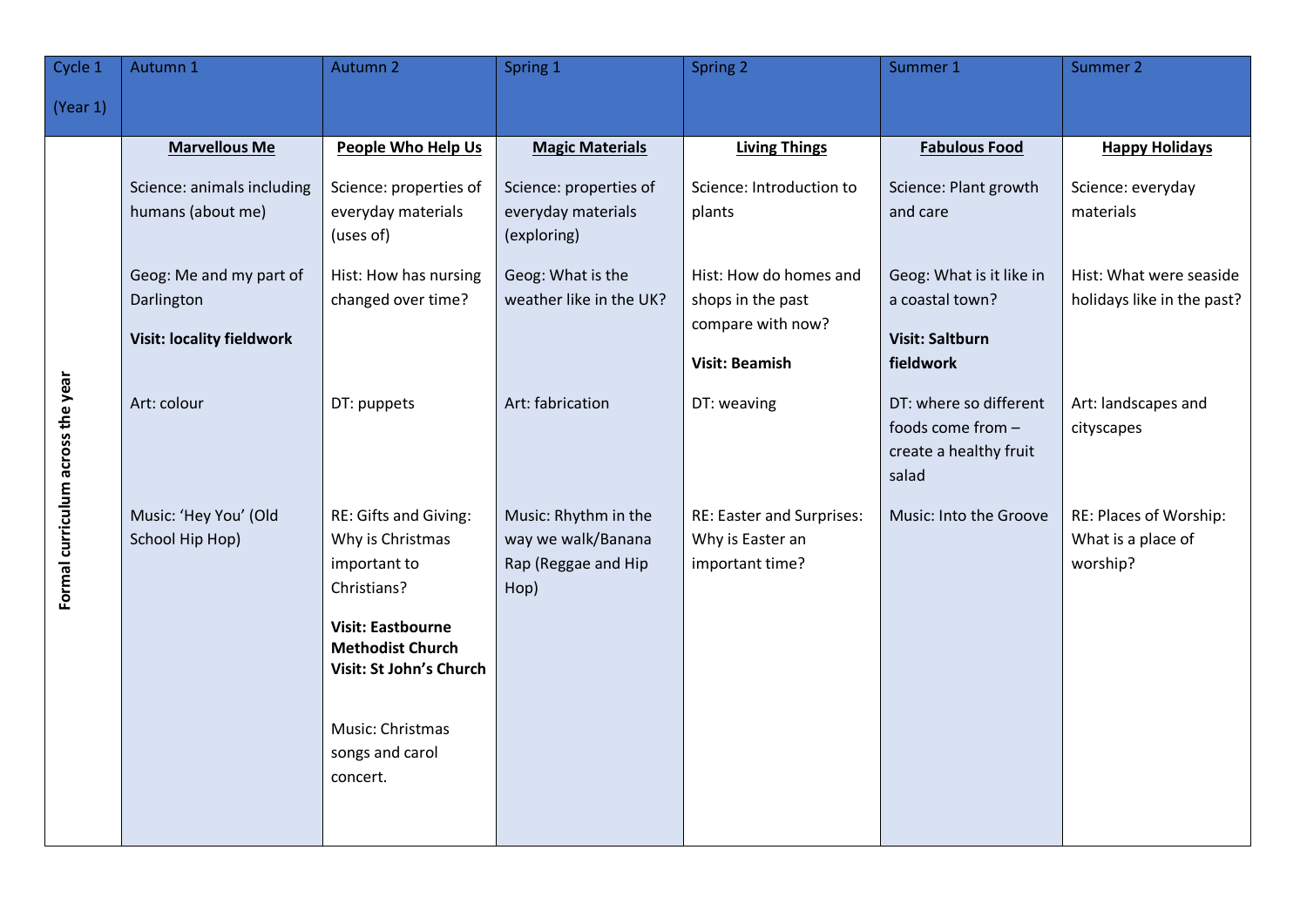| Cycle 1 (Year 1) | Autumn 1 | Autumn 2 | Spring 1 | Spring 2 | Summer 1 | Summer 2 |
|---|---|---|---|---|---|---|
| Formal curriculum across the year | **Marvellous Me**<br><br>Science: animals including humans (about me)<br><br>Geog: Me and my part of Darlington<br>**Visit: locality fieldwork**<br><br>Art: colour<br><br>Music: 'Hey You' (Old School Hip Hop) | **People Who Help Us**<br><br>Science: properties of everyday materials (uses of)<br><br>Hist: How has nursing changed over time?<br><br>DT: puppets<br><br>RE: Gifts and Giving: Why is Christmas important to Christians?<br>**Visit: Eastbourne Methodist Church**<br>**Visit: St John's Church**<br><br>Music: Christmas songs and carol concert. | **Magic Materials**<br><br>Science: properties of everyday materials (exploring)<br><br>Geog: What is the weather like in the UK?<br><br>Art: fabrication<br><br>Music: Rhythm in the way we walk/Banana Rap (Reggae and Hip Hop) | **Living Things**<br><br>Science: Introduction to plants<br><br>Hist: How do homes and shops in the past compare with now?<br>**Visit: Beamish**<br><br>DT: weaving<br><br>RE: Easter and Surprises: Why is Easter an important time? | **Fabulous Food**<br><br>Science: Plant growth and care<br><br>Geog: What is it like in a coastal town?<br>**Visit: Saltburn fieldwork**<br><br>DT: where so different foods come from – create a healthy fruit salad<br><br>Music: Into the Groove | **Happy Holidays**<br><br>Science: everyday materials<br><br>Hist: What were seaside holidays like in the past?<br><br>Art: landscapes and cityscapes<br><br>RE: Places of Worship: What is a place of worship? |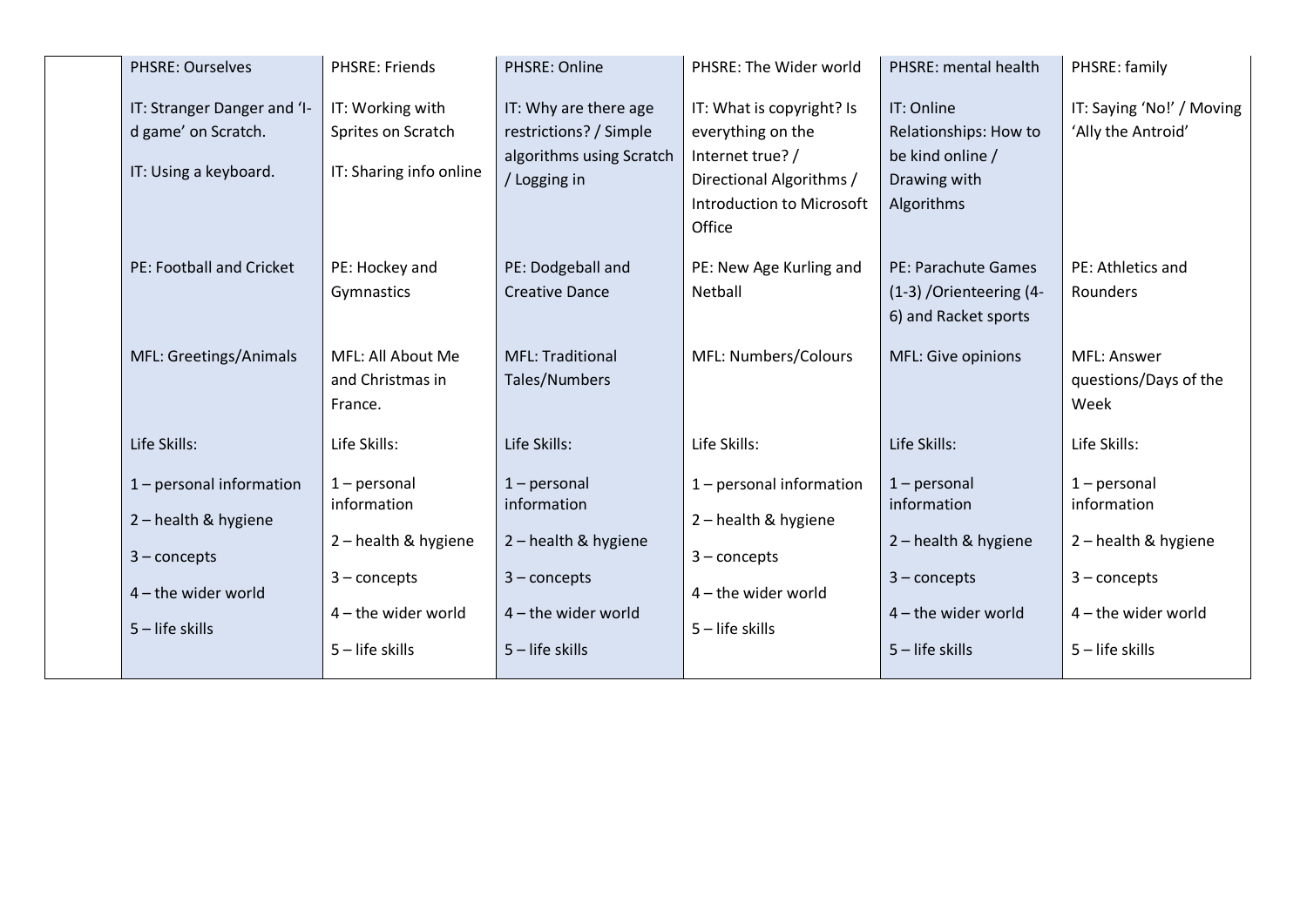| | | | | | | |
|---|---|---|---|---|---|---|
| | PHSRE: Ourselves<br><br>IT: Stranger Danger and 'I-d game' on Scratch.<br><br>IT: Using a keyboard. | PHSRE: Friends<br><br>IT: Working with Sprites on Scratch<br><br>IT: Sharing info online | PHSRE: Online<br><br>IT: Why are there age restrictions? / Simple algorithms using Scratch / Logging in | PHSRE: The Wider world<br><br>IT: What is copyright? Is everything on the Internet true? / Directional Algorithms / Introduction to Microsoft Office | PHSRE: mental health<br><br>IT: Online Relationships: How to be kind online / Drawing with Algorithms | PHSRE: family<br><br>IT: Saying 'No!' / Moving 'Ally the Antroid' |
| | PE: Football and Cricket | PE: Hockey and Gymnastics | PE: Dodgeball and Creative Dance | PE: New Age Kurling and Netball | PE: Parachute Games (1-3) /Orienteering (4-6) and Racket sports | PE: Athletics and Rounders |
| | MFL: Greetings/Animals | MFL: All About Me and Christmas in France. | MFL: Traditional Tales/Numbers | MFL: Numbers/Colours | MFL: Give opinions | MFL: Answer questions/Days of the Week |
| | Life Skills:<br><br>1 – personal information<br>2 – health & hygiene<br>3 – concepts<br>4 – the wider world<br>5 – life skills | Life Skills:<br><br>1 – personal information<br>2 – health & hygiene<br>3 – concepts<br>4 – the wider world<br>5 – life skills | Life Skills:<br><br>1 – personal information<br>2 – health & hygiene<br>3 – concepts<br>4 – the wider world<br>5 – life skills | Life Skills:<br><br>1 – personal information<br>2 – health & hygiene<br>3 – concepts<br>4 – the wider world<br>5 – life skills | Life Skills:<br><br>1 – personal information<br>2 – health & hygiene<br>3 – concepts<br>4 – the wider world<br>5 – life skills | Life Skills:<br><br>1 – personal information<br>2 – health & hygiene<br>3 – concepts<br>4 – the wider world<br>5 – life skills |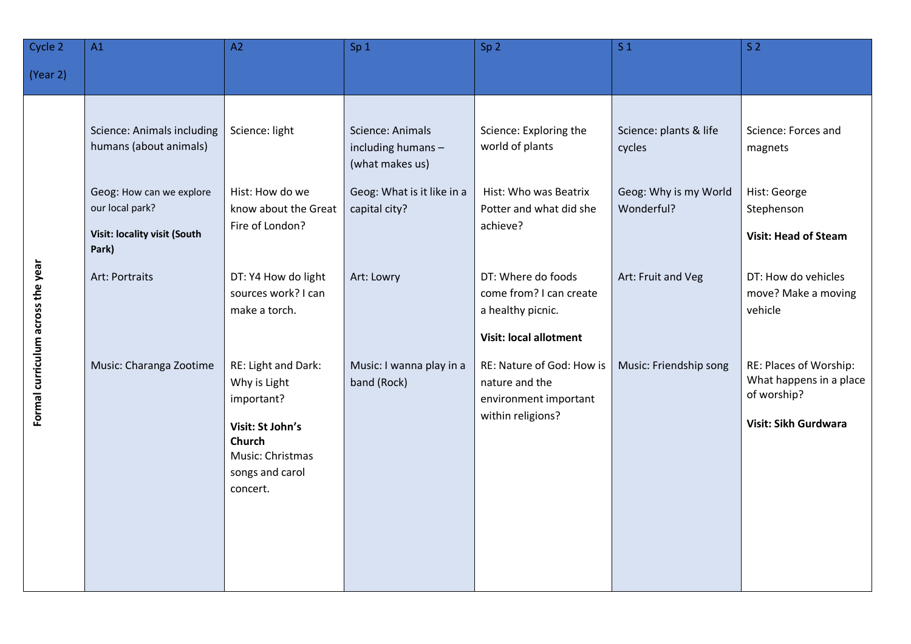| Cycle 2 (Year 2) | A1 | A2 | Sp 1 | Sp 2 | S 1 | S 2 |
|---|---|---|---|---|---|---|
| **Formal curriculum across the year** | Science: Animals including humans (about animals)<br><br>Geog: How can we explore our local park?<br>**Visit: locality visit (South Park)**<br><br>Art: Portraits<br><br>Music: Charanga Zootime | Science: light<br><br>Hist: How do we know about the Great Fire of London?<br><br>DT: Y4 How do light sources work? I can make a torch.<br><br>RE: Light and Dark: Why is Light important?<br>**Visit: St John's Church**<br>Music: Christmas songs and carol concert. | Science: Animals including humans – (what makes us)<br><br>Geog: What is it like in a capital city?<br><br>Art: Lowry<br><br>Music: I wanna play in a band (Rock) | Science: Exploring the world of plants<br><br>Hist: Who was Beatrix Potter and what did she achieve?<br><br>DT: Where do foods come from? I can create a healthy picnic.<br>**Visit: local allotment**<br><br>RE: Nature of God: How is nature and the environment important within religions? | Science: plants & life cycles<br><br>Geog: Why is my World Wonderful?<br><br>Art: Fruit and Veg<br><br>Music: Friendship song | Science: Forces and magnets<br><br>Hist: George Stephenson<br>**Visit: Head of Steam**<br><br>DT: How do vehicles move? Make a moving vehicle<br><br>RE: Places of Worship: What happens in a place of worship?<br>**Visit: Sikh Gurdwara** |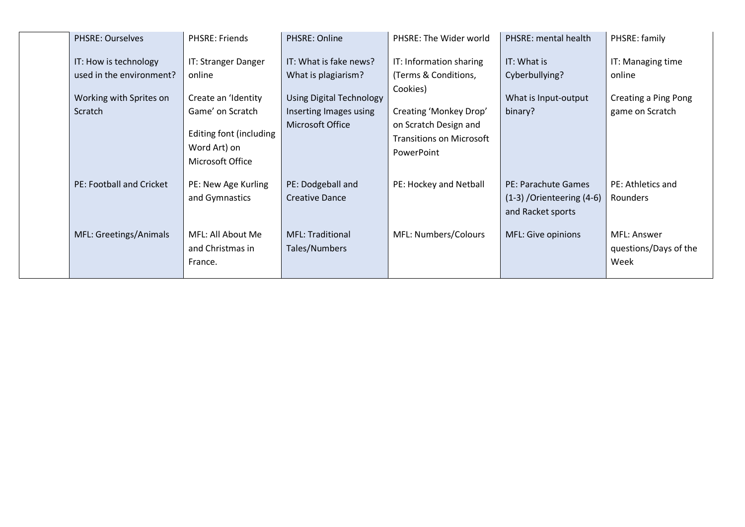| | | | | | | |
|---|---|---|---|---|---|---|
| | PHSRE: Ourselves<br><br>IT: How is technology used in the environment?<br><br>Working with Sprites on Scratch | PHSRE: Friends<br><br>IT: Stranger Danger online<br><br>Create an 'Identity Game' on Scratch<br><br>Editing font (including Word Art) on Microsoft Office | PHSRE: Online<br><br>IT: What is fake news? What is plagiarism?<br><br>Using Digital Technology Inserting Images using Microsoft Office | PHSRE: The Wider world<br><br>IT: Information sharing (Terms & Conditions, Cookies)<br><br>Creating 'Monkey Drop' on Scratch Design and Transitions on Microsoft PowerPoint | PHSRE: mental health<br><br>IT: What is Cyberbullying?<br><br>What is Input-output binary? | PHSRE: family<br><br>IT: Managing time online<br><br>Creating a Ping Pong game on Scratch |
| | PE: Football and Cricket | PE: New Age Kurling and Gymnastics | PE: Dodgeball and Creative Dance | PE: Hockey and Netball | PE: Parachute Games (1-3) /Orienteering (4-6) and Racket sports | PE: Athletics and Rounders |
| | MFL: Greetings/Animals | MFL: All About Me and Christmas in France. | MFL: Traditional Tales/Numbers | MFL: Numbers/Colours | MFL: Give opinions | MFL: Answer questions/Days of the Week |